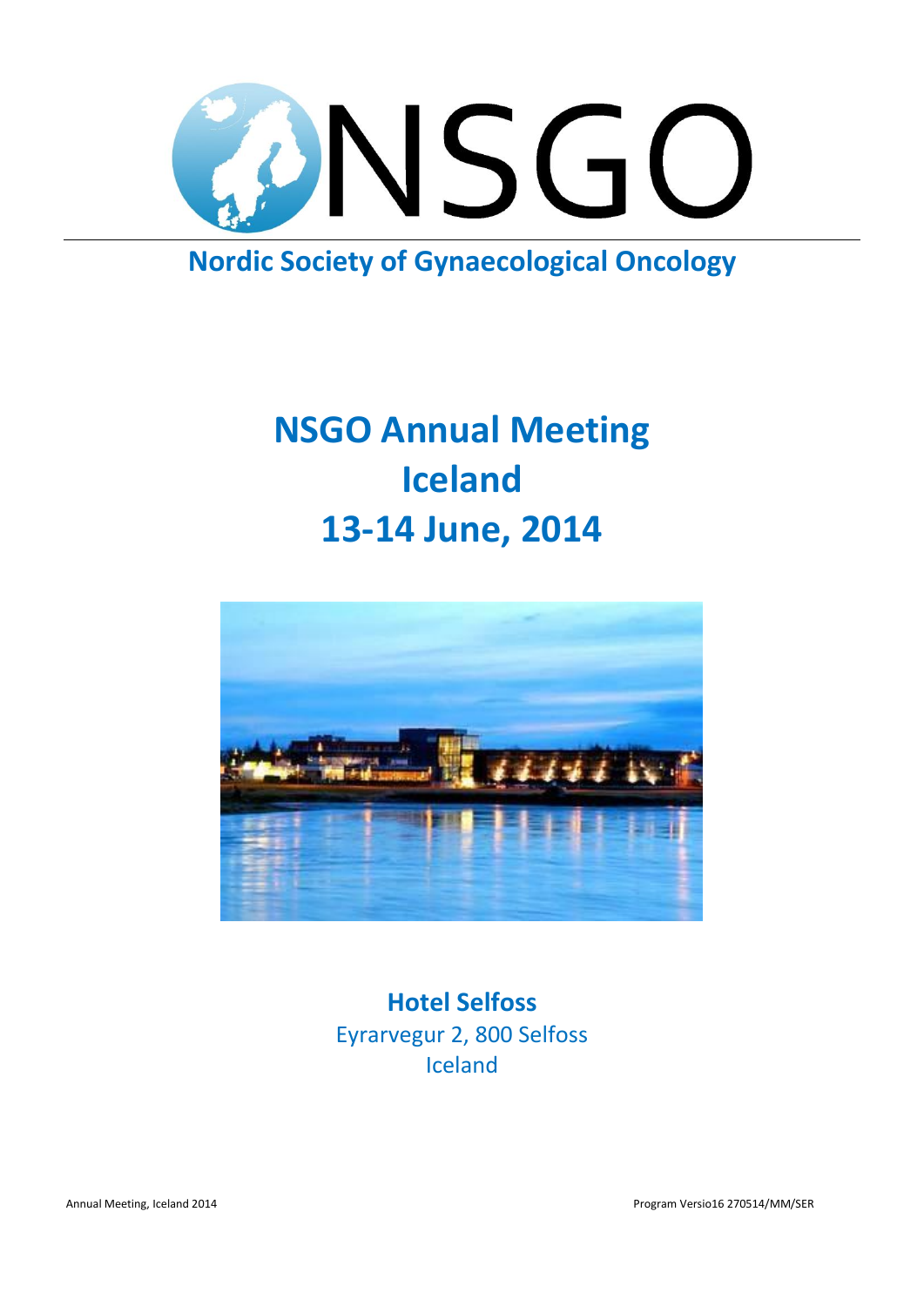# NSGO

**Nordic Society of Gynaecological Oncology**

# NSGO Annual Meeting
# Iceland
# 13-14 June, 2014

**Hotel Selfoss**
Eyrarvegur 2, 800 Selfoss
Iceland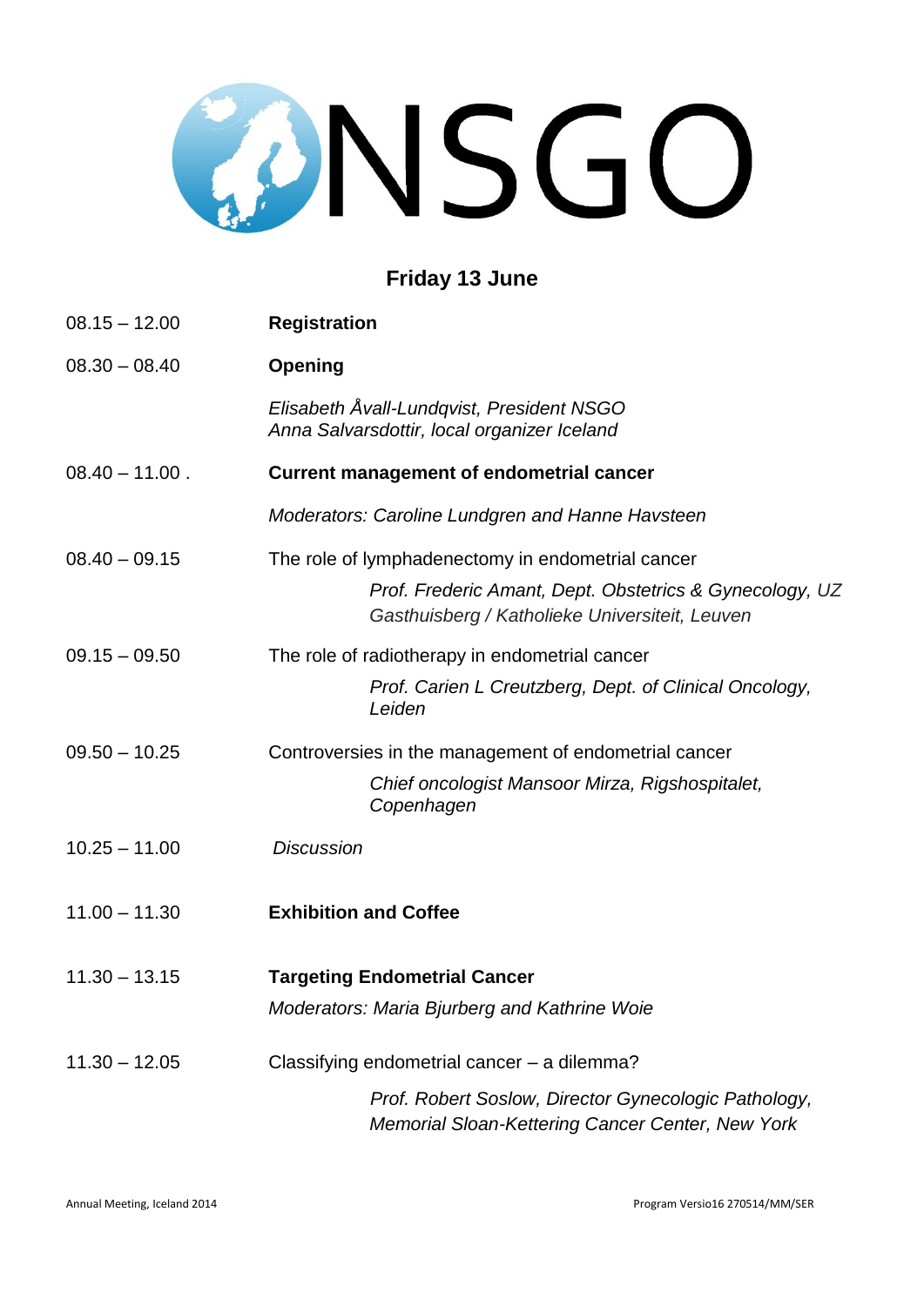# NSGO

## Friday 13 June

08.15 – 12.00 **Registration**

08.30 – 08.40 **Opening**

*Elisabeth Åvall-Lundqvist, President NSGO*
*Anna Salvarsdottir, local organizer Iceland*

08.40 – 11.00 . **Current management of endometrial cancer**

*Moderators: Caroline Lundgren and Hanne Havsteen*

08.40 – 09.15 The role of lymphadenectomy in endometrial cancer

*Prof. Frederic Amant, Dept. Obstetrics & Gynecology, UZ Gasthuisberg / Katholieke Universiteit, Leuven*

09.15 – 09.50 The role of radiotherapy in endometrial cancer

*Prof. Carien L Creutzberg, Dept. of Clinical Oncology, Leiden*

09.50 – 10.25 Controversies in the management of endometrial cancer

*Chief oncologist Mansoor Mirza, Rigshospitalet, Copenhagen*

10.25 – 11.00 *Discussion*

11.00 – 11.30 **Exhibition and Coffee**

11.30 – 13.15 **Targeting Endometrial Cancer**

*Moderators: Maria Bjurberg and Kathrine Woie*

11.30 – 12.05 Classifying endometrial cancer – a dilemma?

*Prof. Robert Soslow, Director Gynecologic Pathology, Memorial Sloan-Kettering Cancer Center, New York*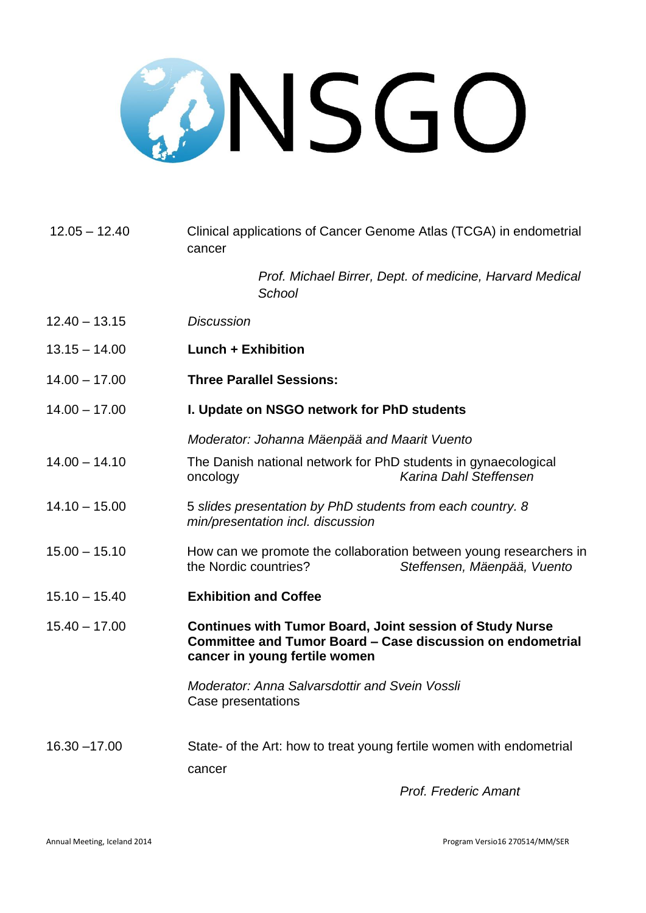| | |
|---|---|
| 12.05 – 12.40 | Clinical applications of Cancer Genome Atlas (TCGA) in endometrial cancer<br>*Prof. Michael Birrer, Dept. of medicine, Harvard Medical School* |
| 12.40 – 13.15 | *Discussion* |
| 13.15 – 14.00 | **Lunch + Exhibition** |
| 14.00 – 17.00 | **Three Parallel Sessions:** |
| 14.00 – 17.00 | **I. Update on NSGO network for PhD students**<br>*Moderator: Johanna Mäenpää and Maarit Vuento* |
| 14.00 – 14.10 | The Danish national network for PhD students in gynaecological oncology *Karina Dahl Steffensen* |
| 14.10 – 15.00 | 5 *slides presentation by PhD students from each country. 8 min/presentation incl. discussion* |
| 15.00 – 15.10 | How can we promote the collaboration between young researchers in the Nordic countries? *Steffensen, Mäenpää, Vuento* |
| 15.10 – 15.40 | **Exhibition and Coffee** |
| 15.40 – 17.00 | **Continues with Tumor Board, Joint session of Study Nurse Committee and Tumor Board – Case discussion on endometrial cancer in young fertile women**<br>*Moderator: Anna Salvarsdottir and Svein Vossli*<br>Case presentations |
| 16.30 –17.00 | State- of the Art: how to treat young fertile women with endometrial cancer<br>*Prof. Frederic Amant* |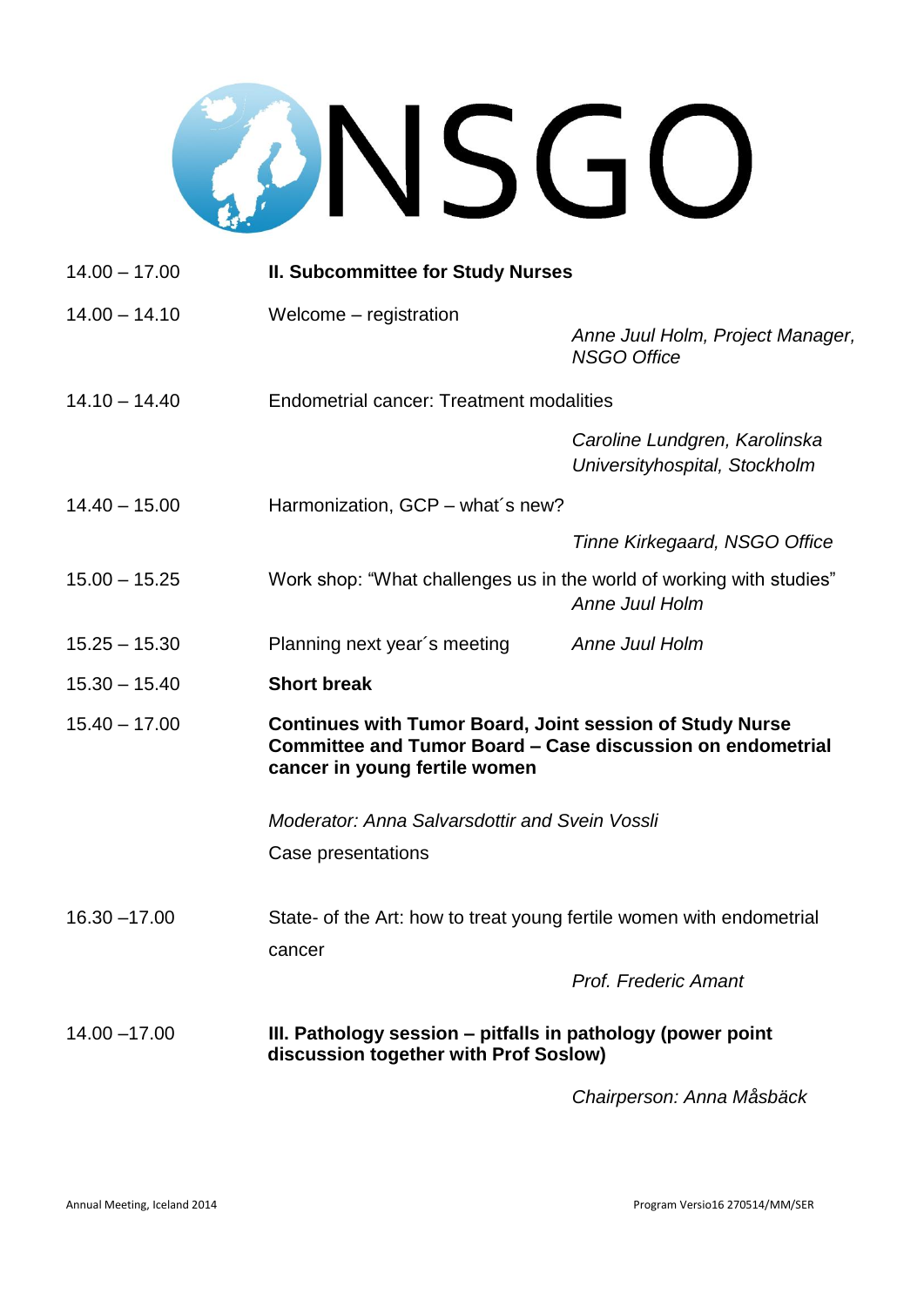# NSGO

| | | |
|---|---|---|
| 14.00 – 17.00 | **II. Subcommittee for Study Nurses** | |
| 14.00 – 14.10 | Welcome – registration | *Anne Juul Holm, Project Manager, NSGO Office* |
| 14.10 – 14.40 | Endometrial cancer: Treatment modalities | *Caroline Lundgren, Karolinska Universityhospital, Stockholm* |
| 14.40 – 15.00 | Harmonization, GCP – what´s new? | *Tinne Kirkegaard, NSGO Office* |
| 15.00 – 15.25 | Work shop: "What challenges us in the world of working with studies" | *Anne Juul Holm* |
| 15.25 – 15.30 | Planning next year´s meeting | *Anne Juul Holm* |
| 15.30 – 15.40 | **Short break** | |
| 15.40 – 17.00 | **Continues with Tumor Board, Joint session of Study Nurse Committee and Tumor Board – Case discussion on endometrial cancer in young fertile women**<br><br>*Moderator: Anna Salvarsdottir and Svein Vossli*<br><br>Case presentations | |
| 16.30 –17.00 | State- of the Art: how to treat young fertile women with endometrial cancer | *Prof. Frederic Amant* |
| 14.00 –17.00 | **III. Pathology session – pitfalls in pathology (power point discussion together with Prof Soslow)** | *Chairperson: Anna Måsbäck* |

Annual Meeting, Iceland 2014

Program Versio16 270514/MM/SER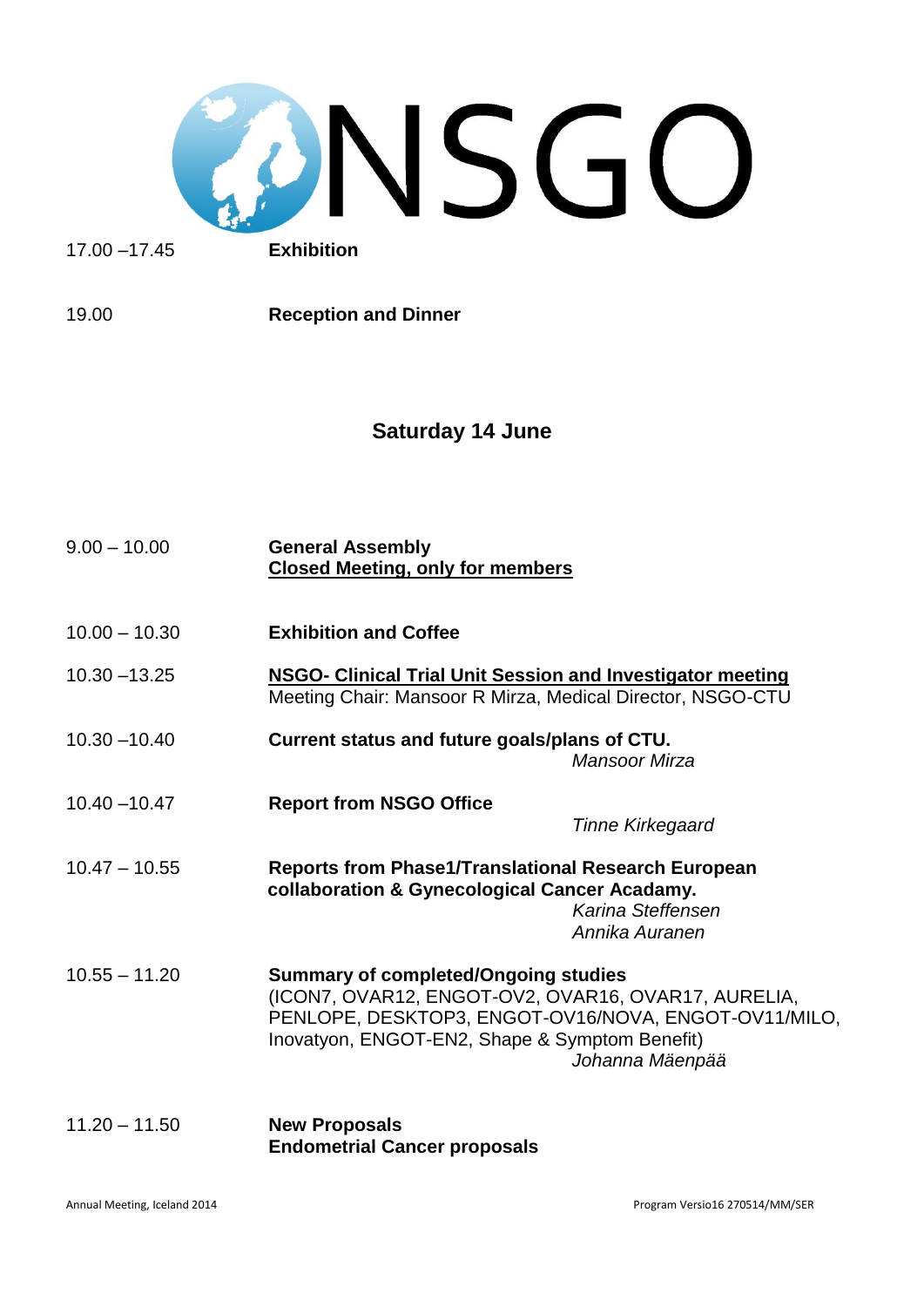17.00 –17.45 **Exhibition**

19.00 **Reception and Dinner**

## Saturday 14 June

9.00 – 10.00 **General Assembly**
**<u>Closed Meeting, only for members</u>**

10.00 – 10.30 **Exhibition and Coffee**

10.30 –13.25 **<u>NSGO- Clinical Trial Unit Session and Investigator meeting</u>**
Meeting Chair: Mansoor R Mirza, Medical Director, NSGO-CTU

10.30 –10.40 **Current status and future goals/plans of CTU.**
*Mansoor Mirza*

10.40 –10.47 **Report from NSGO Office**
*Tinne Kirkegaard*

10.47 – 10.55 **Reports from Phase1/Translational Research European collaboration & Gynecological Cancer Acadamy.**
*Karina Steffensen*
*Annika Auranen*

10.55 – 11.20 **Summary of completed/Ongoing studies**
(ICON7, OVAR12, ENGOT-OV2, OVAR16, OVAR17, AURELIA, PENLOPE, DESKTOP3, ENGOT-OV16/NOVA, ENGOT-OV11/MILO, Inovatyon, ENGOT-EN2, Shape & Symptom Benefit)
*Johanna Mäenpää*

11.20 – 11.50 **New Proposals**
**Endometrial Cancer proposals**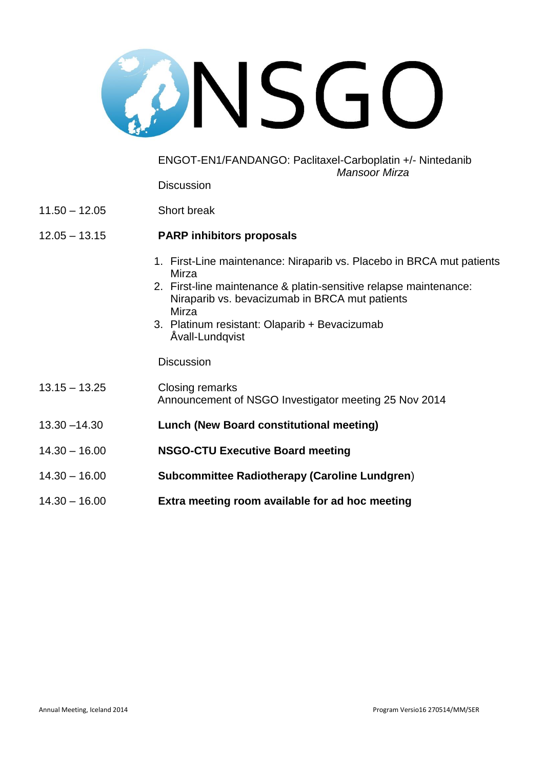NSGO

| | |
|---|---|
| | ENGOT-EN1/FANDANGO: Paclitaxel-Carboplatin +/- Nintedanib *Mansoor Mirza* |
| | Discussion |
| 11.50 – 12.05 | Short break |
| 12.05 – 13.15 | **PARP inhibitors proposals** |
| | 1. First-Line maintenance: Niraparib vs. Placebo in BRCA mut patients Mirza<br>2. First-line maintenance & platin-sensitive relapse maintenance: Niraparib vs. bevacizumab in BRCA mut patients Mirza<br>3. Platinum resistant: Olaparib + Bevacizumab Åvall-Lundqvist |
| | Discussion |
| 13.15 – 13.25 | Closing remarks<br>Announcement of NSGO Investigator meeting 25 Nov 2014 |
| 13.30 –14.30 | **Lunch (New Board constitutional meeting)** |
| 14.30 – 16.00 | **NSGO-CTU Executive Board meeting** |
| 14.30 – 16.00 | **Subcommittee Radiotherapy (Caroline Lundgren**) |
| 14.30 – 16.00 | **Extra meeting room available for ad hoc meeting** |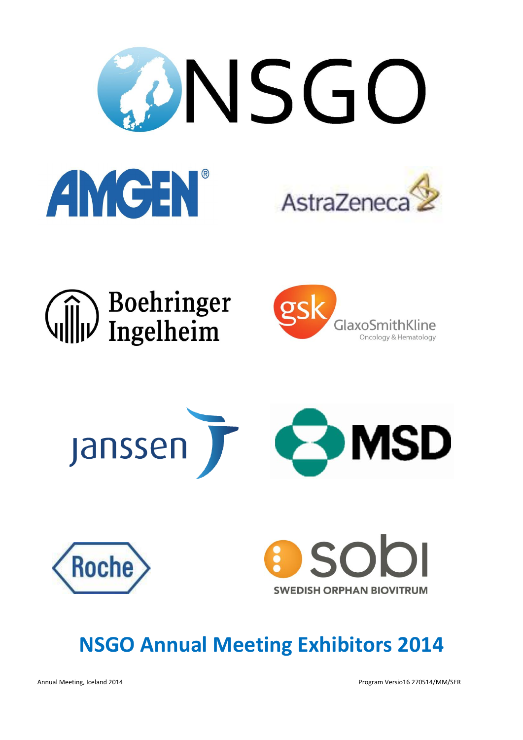NSGO

AMGEN®

AstraZeneca

Boehringer Ingelheim

gsk GlaxoSmithKline Oncology & Hematology

janssen

MSD

Roche

sobi SWEDISH ORPHAN BIOVITRUM

# NSGO Annual Meeting Exhibitors 2014